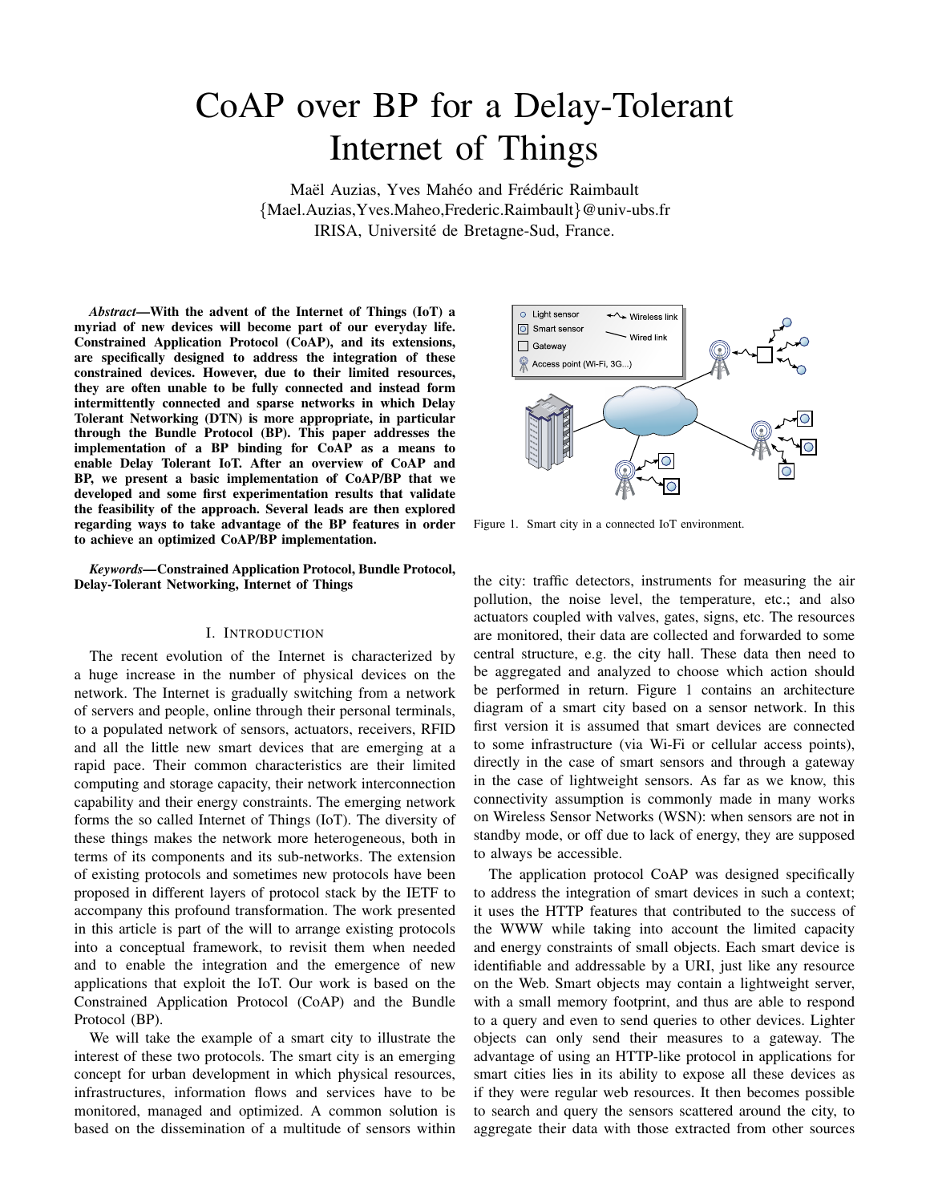# CoAP over BP for a Delay-Tolerant Internet of Things

Maël Auzias, Yves Mahéo and Frédéric Raimbault
{Mael.Auzias,Yves.Maheo,Frederic.Raimbault}@univ-ubs.fr
IRISA, Université de Bretagne-Sud, France.

***Abstract*—With the advent of the Internet of Things (IoT) a myriad of new devices will become part of our everyday life. Constrained Application Protocol (CoAP), and its extensions, are specifically designed to address the integration of these constrained devices. However, due to their limited resources, they are often unable to be fully connected and instead form intermittently connected and sparse networks in which Delay Tolerant Networking (DTN) is more appropriate, in particular through the Bundle Protocol (BP). This paper addresses the implementation of a BP binding for CoAP as a means to enable Delay Tolerant IoT. After an overview of CoAP and BP, we present a basic implementation of CoAP/BP that we developed and some first experimentation results that validate the feasibility of the approach. Several leads are then explored regarding ways to take advantage of the BP features in order to achieve an optimized CoAP/BP implementation.**

***Keywords*—Constrained Application Protocol, Bundle Protocol, Delay-Tolerant Networking, Internet of Things**

## I. Introduction

The recent evolution of the Internet is characterized by a huge increase in the number of physical devices on the network. The Internet is gradually switching from a network of servers and people, online through their personal terminals, to a populated network of sensors, actuators, receivers, RFID and all the little new smart devices that are emerging at a rapid pace. Their common characteristics are their limited computing and storage capacity, their network interconnection capability and their energy constraints. The emerging network forms the so called Internet of Things (IoT). The diversity of these things makes the network more heterogeneous, both in terms of its components and its sub-networks. The extension of existing protocols and sometimes new protocols have been proposed in different layers of protocol stack by the IETF to accompany this profound transformation. The work presented in this article is part of the will to arrange existing protocols into a conceptual framework, to revisit them when needed and to enable the integration and the emergence of new applications that exploit the IoT. Our work is based on the Constrained Application Protocol (CoAP) and the Bundle Protocol (BP).

We will take the example of a smart city to illustrate the interest of these two protocols. The smart city is an emerging concept for urban development in which physical resources, infrastructures, information flows and services have to be monitored, managed and optimized. A common solution is based on the dissemination of a multitude of sensors within the city: traffic detectors, instruments for measuring the air pollution, the noise level, the temperature, etc.; and also actuators coupled with valves, gates, signs, etc. The resources are monitored, their data are collected and forwarded to some central structure, e.g. the city hall. These data then need to be aggregated and analyzed to choose which action should be performed in return. Figure 1 contains an architecture diagram of a smart city based on a sensor network. In this first version it is assumed that smart devices are connected to some infrastructure (via Wi-Fi or cellular access points), directly in the case of smart sensors and through a gateway in the case of lightweight sensors. As far as we know, this connectivity assumption is commonly made in many works on Wireless Sensor Networks (WSN): when sensors are not in standby mode, or off due to lack of energy, they are supposed to always be accessible.

Light sensor
Smart sensor
Gateway
Access point (Wi-Fi, 3G...)
Wireless link
Wired link

Figure 1. Smart city in a connected IoT environment.

The application protocol CoAP was designed specifically to address the integration of smart devices in such a context; it uses the HTTP features that contributed to the success of the WWW while taking into account the limited capacity and energy constraints of small objects. Each smart device is identifiable and addressable by a URI, just like any resource on the Web. Smart objects may contain a lightweight server, with a small memory footprint, and thus are able to respond to a query and even to send queries to other devices. Lighter objects can only send their measures to a gateway. The advantage of using an HTTP-like protocol in applications for smart cities lies in its ability to expose all these devices as if they were regular web resources. It then becomes possible to search and query the sensors scattered around the city, to aggregate their data with those extracted from other sources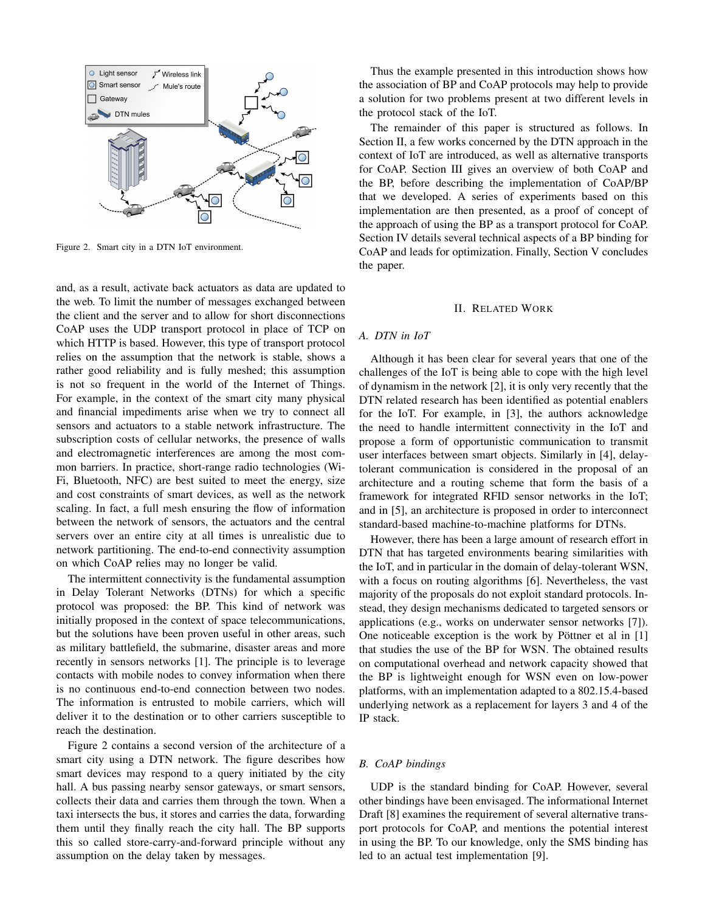Light sensor
Smart sensor
Gateway
DTN mules
Wireless link
Mule's route

Figure 2. Smart city in a DTN IoT environment.

and, as a result, activate back actuators as data are updated to the web. To limit the number of messages exchanged between the client and the server and to allow for short disconnections CoAP uses the UDP transport protocol in place of TCP on which HTTP is based. However, this type of transport protocol relies on the assumption that the network is stable, shows a rather good reliability and is fully meshed; this assumption is not so frequent in the world of the Internet of Things. For example, in the context of the smart city many physical and financial impediments arise when we try to connect all sensors and actuators to a stable network infrastructure. The subscription costs of cellular networks, the presence of walls and electromagnetic interferences are among the most common barriers. In practice, short-range radio technologies (Wi-Fi, Bluetooth, NFC) are best suited to meet the energy, size and cost constraints of smart devices, as well as the network scaling. In fact, a full mesh ensuring the flow of information between the network of sensors, the actuators and the central servers over an entire city at all times is unrealistic due to network partitioning. The end-to-end connectivity assumption on which CoAP relies may no longer be valid.

The intermittent connectivity is the fundamental assumption in Delay Tolerant Networks (DTNs) for which a specific protocol was proposed: the BP. This kind of network was initially proposed in the context of space telecommunications, but the solutions have been proven useful in other areas, such as military battlefield, the submarine, disaster areas and more recently in sensors networks [1]. The principle is to leverage contacts with mobile nodes to convey information when there is no continuous end-to-end connection between two nodes. The information is entrusted to mobile carriers, which will deliver it to the destination or to other carriers susceptible to reach the destination.

Figure 2 contains a second version of the architecture of a smart city using a DTN network. The figure describes how smart devices may respond to a query initiated by the city hall. A bus passing nearby sensor gateways, or smart sensors, collects their data and carries them through the town. When a taxi intersects the bus, it stores and carries the data, forwarding them until they finally reach the city hall. The BP supports this so called store-carry-and-forward principle without any assumption on the delay taken by messages.

Thus the example presented in this introduction shows how the association of BP and CoAP protocols may help to provide a solution for two problems present at two different levels in the protocol stack of the IoT.

The remainder of this paper is structured as follows. In Section II, a few works concerned by the DTN approach in the context of IoT are introduced, as well as alternative transports for CoAP. Section III gives an overview of both CoAP and the BP, before describing the implementation of CoAP/BP that we developed. A series of experiments based on this implementation are then presented, as a proof of concept of the approach of using the BP as a transport protocol for CoAP. Section IV details several technical aspects of a BP binding for CoAP and leads for optimization. Finally, Section V concludes the paper.

## II. Related Work

### A. DTN in IoT

Although it has been clear for several years that one of the challenges of the IoT is being able to cope with the high level of dynamism in the network [2], it is only very recently that the DTN related research has been identified as potential enablers for the IoT. For example, in [3], the authors acknowledge the need to handle intermittent connectivity in the IoT and propose a form of opportunistic communication to transmit user interfaces between smart objects. Similarly in [4], delay-tolerant communication is considered in the proposal of an architecture and a routing scheme that form the basis of a framework for integrated RFID sensor networks in the IoT; and in [5], an architecture is proposed in order to interconnect standard-based machine-to-machine platforms for DTNs.

However, there has been a large amount of research effort in DTN that has targeted environments bearing similarities with the IoT, and in particular in the domain of delay-tolerant WSN, with a focus on routing algorithms [6]. Nevertheless, the vast majority of the proposals do not exploit standard protocols. Instead, they design mechanisms dedicated to targeted sensors or applications (e.g., works on underwater sensor networks [7]). One noticeable exception is the work by Pöttner et al in [1] that studies the use of the BP for WSN. The obtained results on computational overhead and network capacity showed that the BP is lightweight enough for WSN even on low-power platforms, with an implementation adapted to a 802.15.4-based underlying network as a replacement for layers 3 and 4 of the IP stack.

### B. CoAP bindings

UDP is the standard binding for CoAP. However, several other bindings have been envisaged. The informational Internet Draft [8] examines the requirement of several alternative transport protocols for CoAP, and mentions the potential interest in using the BP. To our knowledge, only the SMS binding has led to an actual test implementation [9].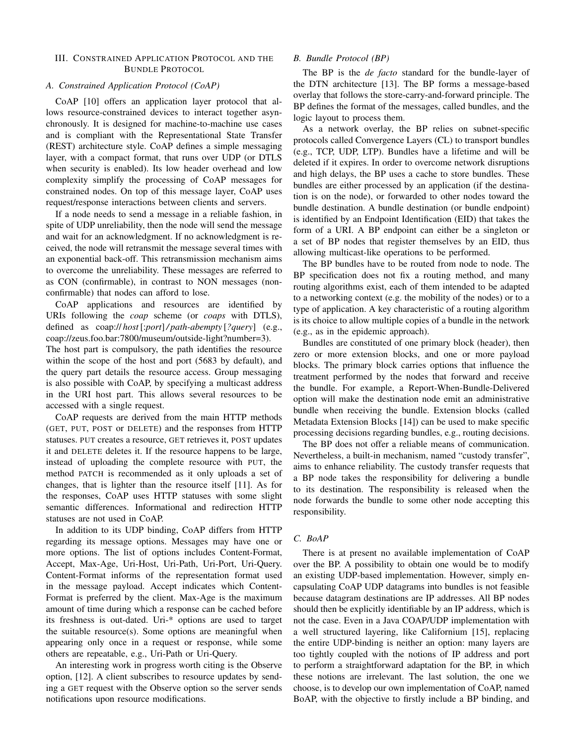## III. Constrained Application Protocol and the Bundle Protocol

### *A. Constrained Application Protocol (CoAP)*

CoAP [10] offers an application layer protocol that allows resource-constrained devices to interact together asynchronously. It is designed for machine-to-machine use cases and is compliant with the Representational State Transfer (REST) architecture style. CoAP defines a simple messaging layer, with a compact format, that runs over UDP (or DTLS when security is enabled). Its low header overhead and low complexity simplify the processing of CoAP messages for constrained nodes. On top of this message layer, CoAP uses request/response interactions between clients and servers.

If a node needs to send a message in a reliable fashion, in spite of UDP unreliability, then the node will send the message and wait for an acknowledgment. If no acknowledgment is received, the node will retransmit the message several times with an exponential back-off. This retransmission mechanism aims to overcome the unreliability. These messages are referred to as CON (confirmable), in contrast to NON messages (non-confirmable) that nodes can afford to lose.

CoAP applications and resources are identified by URIs following the *coap* scheme (or *coaps* with DTLS), defined as coap://*host* [:*port*] */ path-abempty* [*?query*] (e.g., coap://zeus.foo.bar:7800/museum/outside-light?number=3). The host part is compulsory, the path identifies the resource within the scope of the host and port (5683 by default), and the query part details the resource access. Group messaging is also possible with CoAP, by specifying a multicast address in the URI host part. This allows several resources to be accessed with a single request.

CoAP requests are derived from the main HTTP methods (GET, PUT, POST or DELETE) and the responses from HTTP statuses. PUT creates a resource, GET retrieves it, POST updates it and DELETE deletes it. If the resource happens to be large, instead of uploading the complete resource with PUT, the method PATCH is recommended as it only uploads a set of changes, that is lighter than the resource itself [11]. As for the responses, CoAP uses HTTP statuses with some slight semantic differences. Informational and redirection HTTP statuses are not used in CoAP.

In addition to its UDP binding, CoAP differs from HTTP regarding its message options. Messages may have one or more options. The list of options includes Content-Format, Accept, Max-Age, Uri-Host, Uri-Path, Uri-Port, Uri-Query. Content-Format informs of the representation format used in the message payload. Accept indicates which Content-Format is preferred by the client. Max-Age is the maximum amount of time during which a response can be cached before its freshness is out-dated. Uri-* options are used to target the suitable resource(s). Some options are meaningful when appearing only once in a request or response, while some others are repeatable, e.g., Uri-Path or Uri-Query.

An interesting work in progress worth citing is the Observe option, [12]. A client subscribes to resource updates by sending a GET request with the Observe option so the server sends notifications upon resource modifications.

### *B. Bundle Protocol (BP)*

The BP is the *de facto* standard for the bundle-layer of the DTN architecture [13]. The BP forms a message-based overlay that follows the store-carry-and-forward principle. The BP defines the format of the messages, called bundles, and the logic layout to process them.

As a network overlay, the BP relies on subnet-specific protocols called Convergence Layers (CL) to transport bundles (e.g., TCP, UDP, LTP). Bundles have a lifetime and will be deleted if it expires. In order to overcome network disruptions and high delays, the BP uses a cache to store bundles. These bundles are either processed by an application (if the destination is on the node), or forwarded to other nodes toward the bundle destination. A bundle destination (or bundle endpoint) is identified by an Endpoint Identification (EID) that takes the form of a URI. A BP endpoint can either be a singleton or a set of BP nodes that register themselves by an EID, thus allowing multicast-like operations to be performed.

The BP bundles have to be routed from node to node. The BP specification does not fix a routing method, and many routing algorithms exist, each of them intended to be adapted to a networking context (e.g. the mobility of the nodes) or to a type of application. A key characteristic of a routing algorithm is its choice to allow multiple copies of a bundle in the network (e.g., as in the epidemic approach).

Bundles are constituted of one primary block (header), then zero or more extension blocks, and one or more payload blocks. The primary block carries options that influence the treatment performed by the nodes that forward and receive the bundle. For example, a Report-When-Bundle-Delivered option will make the destination node emit an administrative bundle when receiving the bundle. Extension blocks (called Metadata Extension Blocks [14]) can be used to make specific processing decisions regarding bundles, e.g., routing decisions.

The BP does not offer a reliable means of communication. Nevertheless, a built-in mechanism, named "custody transfer", aims to enhance reliability. The custody transfer requests that a BP node takes the responsibility for delivering a bundle to its destination. The responsibility is released when the node forwards the bundle to some other node accepting this responsibility.

### *C. BoAP*

There is at present no available implementation of CoAP over the BP. A possibility to obtain one would be to modify an existing UDP-based implementation. However, simply encapsulating CoAP UDP datagrams into bundles is not feasible because datagram destinations are IP addresses. All BP nodes should then be explicitly identifiable by an IP address, which is not the case. Even in a Java COAP/UDP implementation with a well structured layering, like Californium [15], replacing the entire UDP-binding is neither an option: many layers are too tightly coupled with the notions of IP address and port to perform a straightforward adaptation for the BP, in which these notions are irrelevant. The last solution, the one we choose, is to develop our own implementation of CoAP, named BoAP, with the objective to firstly include a BP binding, and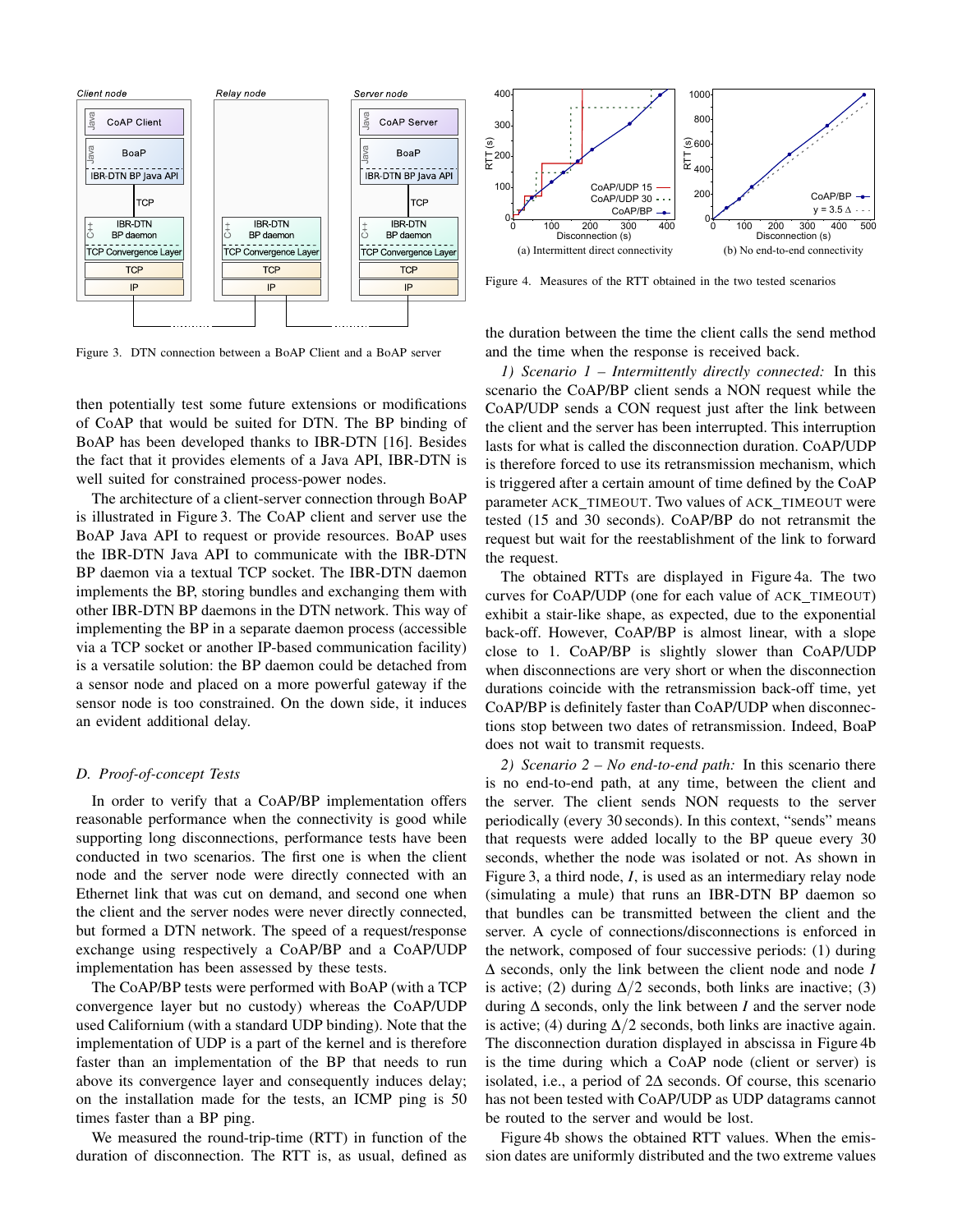Client node

Relay node

Server node

Java CoAP Client

Java BoaP

IBR-DTN BP Java API

TCP

C++ IBR-DTN BP daemon

TCP Convergence Layer

TCP

IP

C++ IBR-DTN BP daemon

TCP Convergence Layer

TCP

IP

Java CoAP Server

Java BoaP

IBR-DTN BP Java API

TCP

C++ IBR-DTN BP daemon

TCP Convergence Layer

TCP

IP

Figure 3. DTN connection between a BoAP Client and a BoAP server

then potentially test some future extensions or modifications of CoAP that would be suited for DTN. The BP binding of BoAP has been developed thanks to IBR-DTN [16]. Besides the fact that it provides elements of a Java API, IBR-DTN is well suited for constrained process-power nodes.

The architecture of a client-server connection through BoAP is illustrated in Figure 3. The CoAP client and server use the BoAP Java API to request or provide resources. BoAP uses the IBR-DTN Java API to communicate with the IBR-DTN BP daemon via a textual TCP socket. The IBR-DTN daemon implements the BP, storing bundles and exchanging them with other IBR-DTN BP daemons in the DTN network. This way of implementing the BP in a separate daemon process (accessible via a TCP socket or another IP-based communication facility) is a versatile solution: the BP daemon could be detached from a sensor node and placed on a more powerful gateway if the sensor node is too constrained. On the down side, it induces an evident additional delay.

### D. Proof-of-concept Tests

In order to verify that a CoAP/BP implementation offers reasonable performance when the connectivity is good while supporting long disconnections, performance tests have been conducted in two scenarios. The first one is when the client node and the server node were directly connected with an Ethernet link that was cut on demand, and second one when the client and the server nodes were never directly connected, but formed a DTN network. The speed of a request/response exchange using respectively a CoAP/BP and a CoAP/UDP implementation has been assessed by these tests.

The CoAP/BP tests were performed with BoAP (with a TCP convergence layer but no custody) whereas the CoAP/UDP used Californium (with a standard UDP binding). Note that the implementation of UDP is a part of the kernel and is therefore faster than an implementation of the BP that needs to run above its convergence layer and consequently induces delay; on the installation made for the tests, an ICMP ping is 50 times faster than a BP ping.

We measured the round-trip-time (RTT) in function of the duration of disconnection. The RTT is, as usual, defined as the duration between the time the client calls the send method and the time when the response is received back.

RTT (s)

400

300

200

100

0

0 100 200 300 400

Disconnection (s)

CoAP/UDP 15

CoAP/UDP 30

CoAP/BP

(a) Intermittent direct connectivity

RTT (s)

1000

800

600

400

200

0

0 100 200 300 400 500

Disconnection (s)

CoAP/BP

y = 3.5 Δ

(b) No end-to-end connectivity

Figure 4. Measures of the RTT obtained in the two tested scenarios

*1) Scenario 1 – Intermittently directly connected:* In this scenario the CoAP/BP client sends a NON request while the CoAP/UDP sends a CON request just after the link between the client and the server has been interrupted. This interruption lasts for what is called the disconnection duration. CoAP/UDP is therefore forced to use its retransmission mechanism, which is triggered after a certain amount of time defined by the CoAP parameter ACK_TIMEOUT. Two values of ACK_TIMEOUT were tested (15 and 30 seconds). CoAP/BP do not retransmit the request but wait for the reestablishment of the link to forward the request.

The obtained RTTs are displayed in Figure 4a. The two curves for CoAP/UDP (one for each value of ACK_TIMEOUT) exhibit a stair-like shape, as expected, due to the exponential back-off. However, CoAP/BP is almost linear, with a slope close to 1. CoAP/BP is slightly slower than CoAP/UDP when disconnections are very short or when the disconnection durations coincide with the retransmission back-off time, yet CoAP/BP is definitely faster than CoAP/UDP when disconnections stop between two dates of retransmission. Indeed, BoaP does not wait to transmit requests.

*2) Scenario 2 – No end-to-end path:* In this scenario there is no end-to-end path, at any time, between the client and the server. The client sends NON requests to the server periodically (every 30 seconds). In this context, "sends" means that requests were added locally to the BP queue every 30 seconds, whether the node was isolated or not. As shown in Figure 3, a third node, *I*, is used as an intermediary relay node (simulating a mule) that runs an IBR-DTN BP daemon so that bundles can be transmitted between the client and the server. A cycle of connections/disconnections is enforced in the network, composed of four successive periods: (1) during $\Delta$ seconds, only the link between the client node and node *I* is active; (2) during $\Delta/2$ seconds, both links are inactive; (3) during $\Delta$ seconds, only the link between *I* and the server node is active; (4) during $\Delta/2$ seconds, both links are inactive again. The disconnection duration displayed in abscissa in Figure 4b is the time during which a CoAP node (client or server) is isolated, i.e., a period of $2\Delta$ seconds. Of course, this scenario has not been tested with CoAP/UDP as UDP datagrams cannot be routed to the server and would be lost.

Figure 4b shows the obtained RTT values. When the emission dates are uniformly distributed and the two extreme values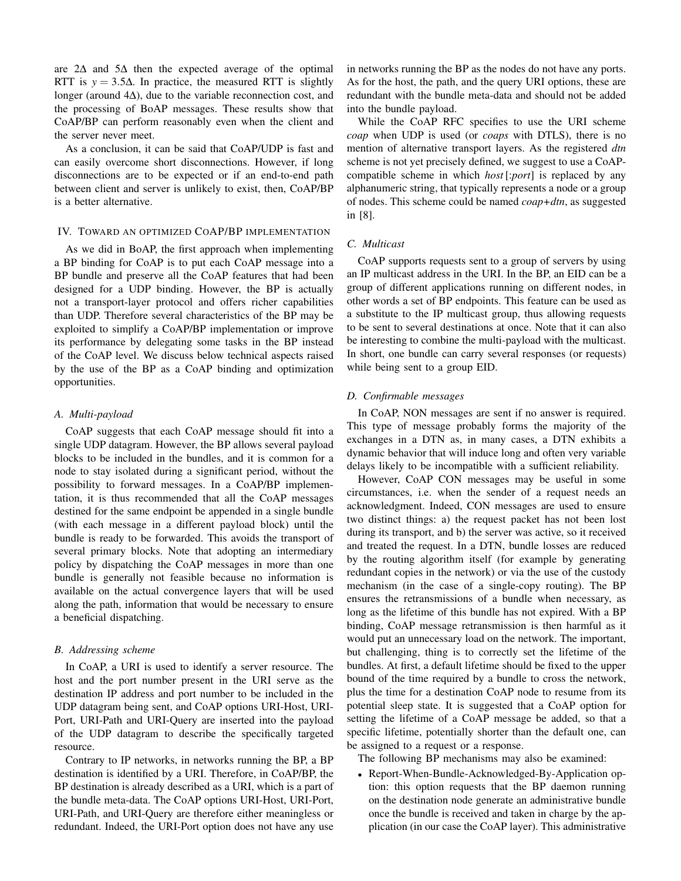are $2\Delta$ and $5\Delta$ then the expected average of the optimal RTT is $y = 3.5\Delta$. In practice, the measured RTT is slightly longer (around $4\Delta$), due to the variable reconnection cost, and the processing of BoAP messages. These results show that CoAP/BP can perform reasonably even when the client and the server never meet.

As a conclusion, it can be said that CoAP/UDP is fast and can easily overcome short disconnections. However, if long disconnections are to be expected or if an end-to-end path between client and server is unlikely to exist, then, CoAP/BP is a better alternative.

## IV. Toward an optimized CoAP/BP implementation

As we did in BoAP, the first approach when implementing a BP binding for CoAP is to put each CoAP message into a BP bundle and preserve all the CoAP features that had been designed for a UDP binding. However, the BP is actually not a transport-layer protocol and offers richer capabilities than UDP. Therefore several characteristics of the BP may be exploited to simplify a CoAP/BP implementation or improve its performance by delegating some tasks in the BP instead of the CoAP level. We discuss below technical aspects raised by the use of the BP as a CoAP binding and optimization opportunities.

### A. Multi-payload

CoAP suggests that each CoAP message should fit into a single UDP datagram. However, the BP allows several payload blocks to be included in the bundles, and it is common for a node to stay isolated during a significant period, without the possibility to forward messages. In a CoAP/BP implementation, it is thus recommended that all the CoAP messages destined for the same endpoint be appended in a single bundle (with each message in a different payload block) until the bundle is ready to be forwarded. This avoids the transport of several primary blocks. Note that adopting an intermediary policy by dispatching the CoAP messages in more than one bundle is generally not feasible because no information is available on the actual convergence layers that will be used along the path, information that would be necessary to ensure a beneficial dispatching.

### B. Addressing scheme

In CoAP, a URI is used to identify a server resource. The host and the port number present in the URI serve as the destination IP address and port number to be included in the UDP datagram being sent, and CoAP options URI-Host, URI-Port, URI-Path and URI-Query are inserted into the payload of the UDP datagram to describe the specifically targeted resource.

Contrary to IP networks, in networks running the BP, a BP destination is identified by a URI. Therefore, in CoAP/BP, the BP destination is already described as a URI, which is a part of the bundle meta-data. The CoAP options URI-Host, URI-Port, URI-Path, and URI-Query are therefore either meaningless or redundant. Indeed, the URI-Port option does not have any use in networks running the BP as the nodes do not have any ports. As for the host, the path, and the query URI options, these are redundant with the bundle meta-data and should not be added into the bundle payload.

While the CoAP RFC specifies to use the URI scheme *coap* when UDP is used (or *coaps* with DTLS), there is no mention of alternative transport layers. As the registered *dtn* scheme is not yet precisely defined, we suggest to use a CoAP-compatible scheme in which *host*[:*port*] is replaced by any alphanumeric string, that typically represents a node or a group of nodes. This scheme could be named *coap+dtn*, as suggested in [8].

### C. Multicast

CoAP supports requests sent to a group of servers by using an IP multicast address in the URI. In the BP, an EID can be a group of different applications running on different nodes, in other words a set of BP endpoints. This feature can be used as a substitute to the IP multicast group, thus allowing requests to be sent to several destinations at once. Note that it can also be interesting to combine the multi-payload with the multicast. In short, one bundle can carry several responses (or requests) while being sent to a group EID.

### D. Confirmable messages

In CoAP, NON messages are sent if no answer is required. This type of message probably forms the majority of the exchanges in a DTN as, in many cases, a DTN exhibits a dynamic behavior that will induce long and often very variable delays likely to be incompatible with a sufficient reliability.

However, CoAP CON messages may be useful in some circumstances, i.e. when the sender of a request needs an acknowledgment. Indeed, CON messages are used to ensure two distinct things: a) the request packet has not been lost during its transport, and b) the server was active, so it received and treated the request. In a DTN, bundle losses are reduced by the routing algorithm itself (for example by generating redundant copies in the network) or via the use of the custody mechanism (in the case of a single-copy routing). The BP ensures the retransmissions of a bundle when necessary, as long as the lifetime of this bundle has not expired. With a BP binding, CoAP message retransmission is then harmful as it would put an unnecessary load on the network. The important, but challenging, thing is to correctly set the lifetime of the bundles. At first, a default lifetime should be fixed to the upper bound of the time required by a bundle to cross the network, plus the time for a destination CoAP node to resume from its potential sleep state. It is suggested that a CoAP option for setting the lifetime of a CoAP message be added, so that a specific lifetime, potentially shorter than the default one, can be assigned to a request or a response.

The following BP mechanisms may also be examined:

- Report-When-Bundle-Acknowledged-By-Application option: this option requests that the BP daemon running on the destination node generate an administrative bundle once the bundle is received and taken in charge by the application (in our case the CoAP layer). This administrative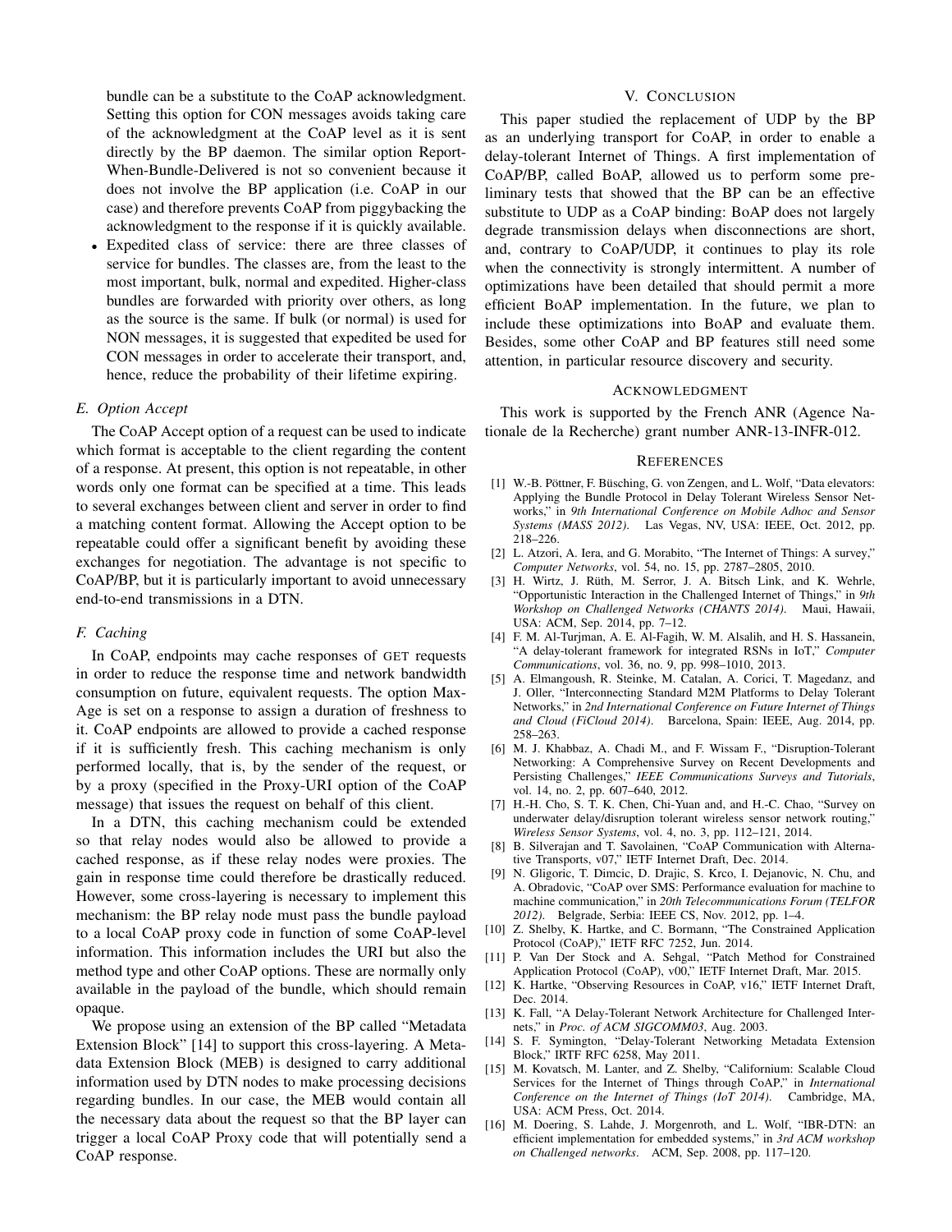bundle can be a substitute to the CoAP acknowledgment. Setting this option for CON messages avoids taking care of the acknowledgment at the CoAP level as it is sent directly by the BP daemon. The similar option Report-When-Bundle-Delivered is not so convenient because it does not involve the BP application (i.e. CoAP in our case) and therefore prevents CoAP from piggybacking the acknowledgment to the response if it is quickly available.
- Expedited class of service: there are three classes of service for bundles. The classes are, from the least to the most important, bulk, normal and expedited. Higher-class bundles are forwarded with priority over others, as long as the source is the same. If bulk (or normal) is used for NON messages, it is suggested that expedited be used for CON messages in order to accelerate their transport, and, hence, reduce the probability of their lifetime expiring.

### *E. Option Accept*

The CoAP Accept option of a request can be used to indicate which format is acceptable to the client regarding the content of a response. At present, this option is not repeatable, in other words only one format can be specified at a time. This leads to several exchanges between client and server in order to find a matching content format. Allowing the Accept option to be repeatable could offer a significant benefit by avoiding these exchanges for negotiation. The advantage is not specific to CoAP/BP, but it is particularly important to avoid unnecessary end-to-end transmissions in a DTN.

### *F. Caching*

In CoAP, endpoints may cache responses of GET requests in order to reduce the response time and network bandwidth consumption on future, equivalent requests. The option Max-Age is set on a response to assign a duration of freshness to it. CoAP endpoints are allowed to provide a cached response if it is sufficiently fresh. This caching mechanism is only performed locally, that is, by the sender of the request, or by a proxy (specified in the Proxy-URI option of the CoAP message) that issues the request on behalf of this client.

In a DTN, this caching mechanism could be extended so that relay nodes would also be allowed to provide a cached response, as if these relay nodes were proxies. The gain in response time could therefore be drastically reduced. However, some cross-layering is necessary to implement this mechanism: the BP relay node must pass the bundle payload to a local CoAP proxy code in function of some CoAP-level information. This information includes the URI but also the method type and other CoAP options. These are normally only available in the payload of the bundle, which should remain opaque.

We propose using an extension of the BP called "Metadata Extension Block" [14] to support this cross-layering. A Metadata Extension Block (MEB) is designed to carry additional information used by DTN nodes to make processing decisions regarding bundles. In our case, the MEB would contain all the necessary data about the request so that the BP layer can trigger a local CoAP Proxy code that will potentially send a CoAP response.

## V. Conclusion

This paper studied the replacement of UDP by the BP as an underlying transport for CoAP, in order to enable a delay-tolerant Internet of Things. A first implementation of CoAP/BP, called BoAP, allowed us to perform some preliminary tests that showed that the BP can be an effective substitute to UDP as a CoAP binding: BoAP does not largely degrade transmission delays when disconnections are short, and, contrary to CoAP/UDP, it continues to play its role when the connectivity is strongly intermittent. A number of optimizations have been detailed that should permit a more efficient BoAP implementation. In the future, we plan to include these optimizations into BoAP and evaluate them. Besides, some other CoAP and BP features still need some attention, in particular resource discovery and security.

## Acknowledgment

This work is supported by the French ANR (Agence Nationale de la Recherche) grant number ANR-13-INFR-012.

## References

[1] W.-B. Pöttner, F. Büsching, G. von Zengen, and L. Wolf, "Data elevators: Applying the Bundle Protocol in Delay Tolerant Wireless Sensor Networks," in *9th International Conference on Mobile Adhoc and Sensor Systems (MASS 2012)*. Las Vegas, NV, USA: IEEE, Oct. 2012, pp. 218–226.

[2] L. Atzori, A. Iera, and G. Morabito, "The Internet of Things: A survey," *Computer Networks*, vol. 54, no. 15, pp. 2787–2805, 2010.

[3] H. Wirtz, J. Rüth, M. Serror, J. A. Bitsch Link, and K. Wehrle, "Opportunistic Interaction in the Challenged Internet of Things," in *9th Workshop on Challenged Networks (CHANTS 2014)*. Maui, Hawaii, USA: ACM, Sep. 2014, pp. 7–12.

[4] F. M. Al-Turjman, A. E. Al-Fagih, W. M. Alsalih, and H. S. Hassanein, "A delay-tolerant framework for integrated RSNs in IoT," *Computer Communications*, vol. 36, no. 9, pp. 998–1010, 2013.

[5] A. Elmangoush, R. Steinke, M. Catalan, A. Corici, T. Magedanz, and J. Oller, "Interconnecting Standard M2M Platforms to Delay Tolerant Networks," in *2nd International Conference on Future Internet of Things and Cloud (FiCloud 2014)*. Barcelona, Spain: IEEE, Aug. 2014, pp. 258–263.

[6] M. J. Khabbaz, C. Assi, and W. F. Fawaz, "Disruption-Tolerant Networking: A Comprehensive Survey on Recent Developments and Persisting Challenges," *IEEE Communications Surveys and Tutorials*, vol. 14, no. 2, pp. 607–640, 2012.

[7] H.-H. Cho, S. T. K. Chen, Chi-Yuan and, and H.-C. Chao, "Survey on underwater delay/disruption tolerant wireless sensor network routing," *Wireless Sensor Systems*, vol. 4, no. 3, pp. 112–121, 2014.

[8] B. Silverajan and T. Savolainen, "CoAP Communication with Alternative Transports, v07," IETF Internet Draft, Dec. 2014.

[9] N. Gligoric, T. Dimcic, D. Drajic, S. Krco, I. Dejanovic, N. Chu, and A. Obradovic, "CoAP over SMS: Performance evaluation for machine to machine communication," in *20th Telecommunications Forum (TELFOR 2012)*. Belgrade, Serbia: IEEE CS, Nov. 2012, pp. 1–4.

[10] Z. Shelby, K. Hartke, and C. Bormann, "The Constrained Application Protocol (CoAP)," IETF RFC 7252, Jun. 2014.

[11] P. Van Der Stock and A. Sehgal, "Patch Method for Constrained Application Protocol (CoAP), v00," IETF Internet Draft, Mar. 2015.

[12] K. Hartke, "Observing Resources in CoAP, v16," IETF Internet Draft, Dec. 2014.

[13] K. Fall, "A Delay-Tolerant Network Architecture for Challenged Internets," in *Proc. of ACM SIGCOMM03*, Aug. 2003.

[14] S. F. Symington, "Delay-Tolerant Networking Metadata Extension Block," IRTF RFC 6258, May 2011.

[15] M. Kovatsch, M. Lanter, and Z. Shelby, "Californium: Scalable Cloud Services for the Internet of Things through CoAP," in *International Conference on the Internet of Things (IoT 2014)*. Cambridge, MA, USA: ACM Press, Oct. 2014.

[16] M. Doering, S. Lahde, J. Morgenroth, and L. Wolf, "IBR-DTN: an efficient implementation for embedded systems," in *3rd ACM workshop on Challenged networks*. ACM, Sep. 2008, pp. 117–120.